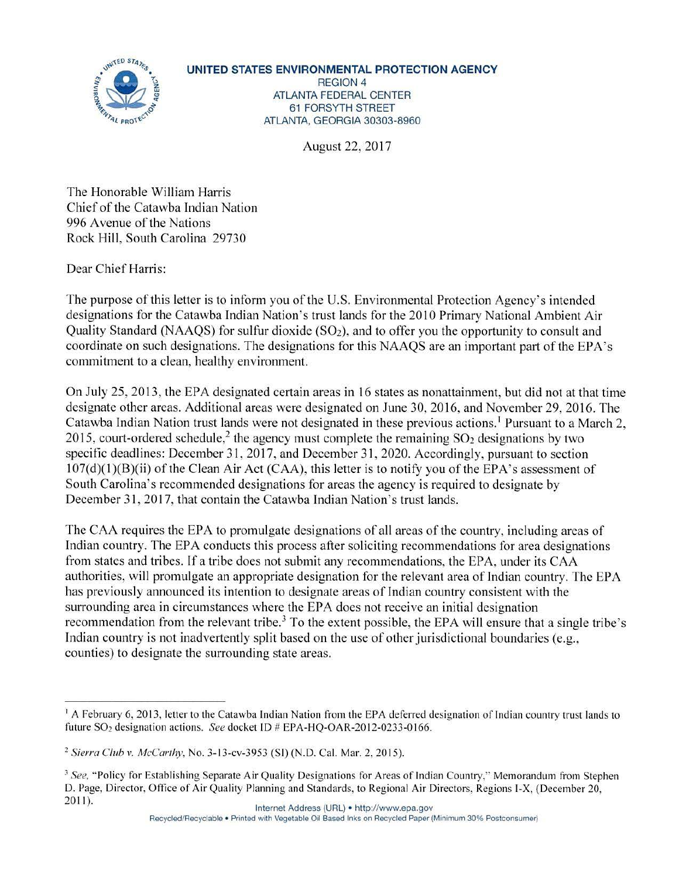**UNITED STATES ENVIRONMENTAL PROTECTION AGENCY**
REGION 4
ATLANTA FEDERAL CENTER
61 FORSYTH STREET
ATLANTA, GEORGIA 30303-8960

August 22, 2017

The Honorable William Harris
Chief of the Catawba Indian Nation
996 Avenue of the Nations
Rock Hill, South Carolina 29730

Dear Chief Harris:

The purpose of this letter is to inform you of the U.S. Environmental Protection Agency's intended designations for the Catawba Indian Nation's trust lands for the 2010 Primary National Ambient Air Quality Standard (NAAQS) for sulfur dioxide ($SO_2$), and to offer you the opportunity to consult and coordinate on such designations. The designations for this NAAQS are an important part of the EPA's commitment to a clean, healthy environment.

On July 25, 2013, the EPA designated certain areas in 16 states as nonattainment, but did not at that time designate other areas. Additional areas were designated on June 30, 2016, and November 29, 2016. The Catawba Indian Nation trust lands were not designated in these previous actions.[1] Pursuant to a March 2, 2015, court-ordered schedule,[2] the agency must complete the remaining $SO_2$ designations by two specific deadlines: December 31, 2017, and December 31, 2020. Accordingly, pursuant to section 107(d)(1)(B)(ii) of the Clean Air Act (CAA), this letter is to notify you of the EPA's assessment of South Carolina's recommended designations for areas the agency is required to designate by December 31, 2017, that contain the Catawba Indian Nation's trust lands.

The CAA requires the EPA to promulgate designations of all areas of the country, including areas of Indian country. The EPA conducts this process after soliciting recommendations for area designations from states and tribes. If a tribe does not submit any recommendations, the EPA, under its CAA authorities, will promulgate an appropriate designation for the relevant area of Indian country. The EPA has previously announced its intention to designate areas of Indian country consistent with the surrounding area in circumstances where the EPA does not receive an initial designation recommendation from the relevant tribe.[3] To the extent possible, the EPA will ensure that a single tribe's Indian country is not inadvertently split based on the use of other jurisdictional boundaries (e.g., counties) to designate the surrounding state areas.

---

[1] A February 6, 2013, letter to the Catawba Indian Nation from the EPA deferred designation of Indian country trust lands to future $SO_2$ designation actions. *See* docket ID # EPA-HQ-OAR-2012-0233-0166.

[2] *Sierra Club v. McCarthy*, No. 3-13-cv-3953 (SI) (N.D. Cal. Mar. 2, 2015).

[3] *See*, "Policy for Establishing Separate Air Quality Designations for Areas of Indian Country," Memorandum from Stephen D. Page, Director, Office of Air Quality Planning and Standards, to Regional Air Directors, Regions I-X, (December 20, 2011).

Internet Address (URL) • http://www.epa.gov
Recycled/Recyclable • Printed with Vegetable Oil Based Inks on Recycled Paper (Minimum 30% Postconsumer)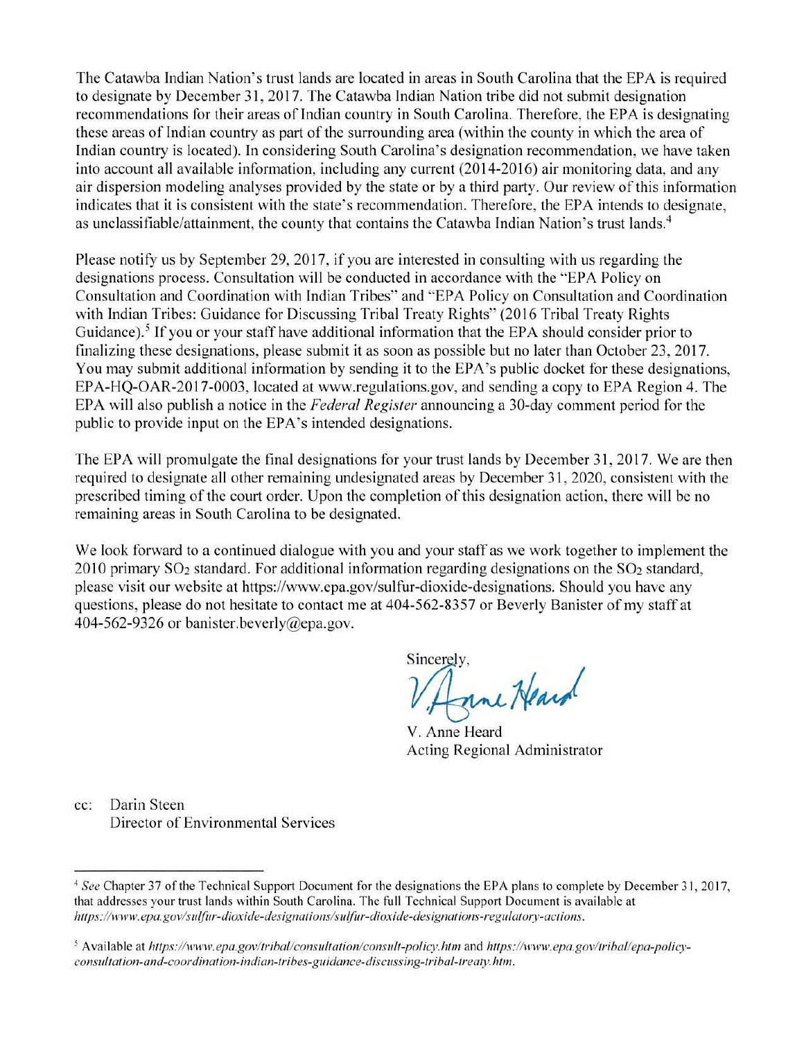The Catawba Indian Nation's trust lands are located in areas in South Carolina that the EPA is required to designate by December 31, 2017. The Catawba Indian Nation tribe did not submit designation recommendations for their areas of Indian country in South Carolina. Therefore, the EPA is designating these areas of Indian country as part of the surrounding area (within the county in which the area of Indian country is located). In considering South Carolina's designation recommendation, we have taken into account all available information, including any current (2014-2016) air monitoring data, and any air dispersion modeling analyses provided by the state or by a third party. Our review of this information indicates that it is consistent with the state's recommendation. Therefore, the EPA intends to designate, as unclassifiable/attainment, the county that contains the Catawba Indian Nation's trust lands.[4]

Please notify us by September 29, 2017, if you are interested in consulting with us regarding the designations process. Consultation will be conducted in accordance with the "EPA Policy on Consultation and Coordination with Indian Tribes" and "EPA Policy on Consultation and Coordination with Indian Tribes: Guidance for Discussing Tribal Treaty Rights" (2016 Tribal Treaty Rights Guidance).[5] If you or your staff have additional information that the EPA should consider prior to finalizing these designations, please submit it as soon as possible but no later than October 23, 2017. You may submit additional information by sending it to the EPA's public docket for these designations, EPA-HQ-OAR-2017-0003, located at www.regulations.gov, and sending a copy to EPA Region 4. The EPA will also publish a notice in the *Federal Register* announcing a 30-day comment period for the public to provide input on the EPA's intended designations.

The EPA will promulgate the final designations for your trust lands by December 31, 2017. We are then required to designate all other remaining undesignated areas by December 31, 2020, consistent with the prescribed timing of the court order. Upon the completion of this designation action, there will be no remaining areas in South Carolina to be designated.

We look forward to a continued dialogue with you and your staff as we work together to implement the 2010 primary $SO_2$ standard. For additional information regarding designations on the $SO_2$ standard, please visit our website at https://www.epa.gov/sulfur-dioxide-designations. Should you have any questions, please do not hesitate to contact me at 404-562-8357 or Beverly Banister of my staff at 404-562-9326 or banister.beverly@epa.gov.

Sincerely,

V. Anne Heard
Acting Regional Administrator

cc: Darin Steen
Director of Environmental Services

---

[4] *See* Chapter 37 of the Technical Support Document for the designations the EPA plans to complete by December 31, 2017, that addresses your trust lands within South Carolina. The full Technical Support Document is available at *https://www.epa.gov/sulfur-dioxide-designations/sulfur-dioxide-designations-regulatory-actions*.

[5] Available at *https://www.epa.gov/tribal/consultation/consult-policy.htm* and *https://www.epa.gov/tribal/epa-policy-consultation-and-coordination-indian-tribes-guidance-discussing-tribal-treaty.htm*.